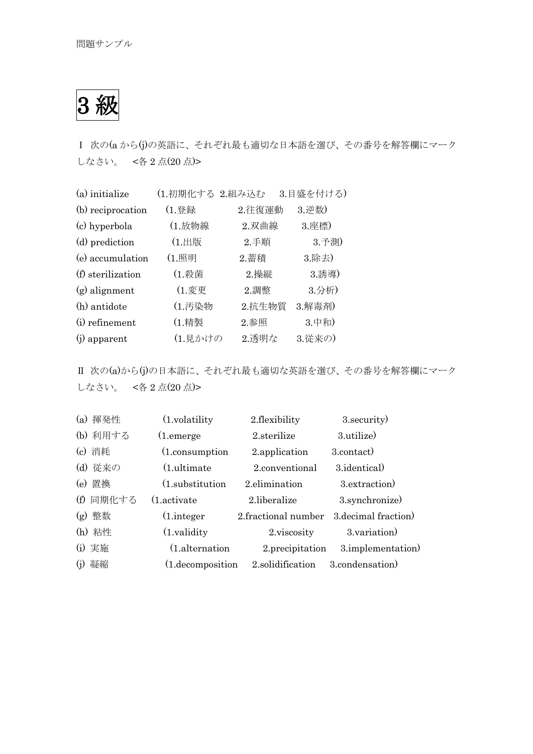問題サンプル

# 3 級

Ⅰ 次の(a から(j)の英語に、それぞれ最も適切な日本語を選び、その番号を解答欄にマークしなさい。 <各 2 点(20 点)>

(a) initialize (1.初期化する 2.組み込む 3.目盛を付ける)
(b) reciprocation (1.登録 2.往復運動 3.逆数)
(c) hyperbola (1.放物線 2.双曲線 3.座標)
(d) prediction (1.出版 2.手順 3.予測)
(e) accumulation (1.照明 2.蓄積 3.除去)
(f) sterilization (1.殺菌 2.操縦 3.誘導)
(g) alignment (1.変更 2.調整 3.分析)
(h) antidote (1.汚染物 2.抗生物質 3.解毒剤)
(i) refinement (1.精製 2.参照 3.中和)
(j) apparent (1.見かけの 2.透明な 3.従来の)

Ⅱ 次の(a)から(j)の日本語に、それぞれ最も適切な英語を選び、その番号を解答欄にマークしなさい。 <各 2 点(20 点)>

(a) 揮発性 (1.volatility 2.flexibility 3.security)
(b) 利用する (1.emerge 2.sterilize 3.utilize)
(c) 消耗 (1.consumption 2.application 3.contact)
(d) 従来の (1.ultimate 2.conventional 3.identical)
(e) 置換 (1.substitution 2.elimination 3.extraction)
(f) 同期化する (1.activate 2.liberalize 3.synchronize)
(g) 整数 (1.integer 2.fractional number 3.decimal fraction)
(h) 粘性 (1.validity 2.viscosity 3.variation)
(i) 実施 (1.alternation 2.precipitation 3.implementation)
(j) 凝縮 (1.decomposition 2.solidification 3.condensation)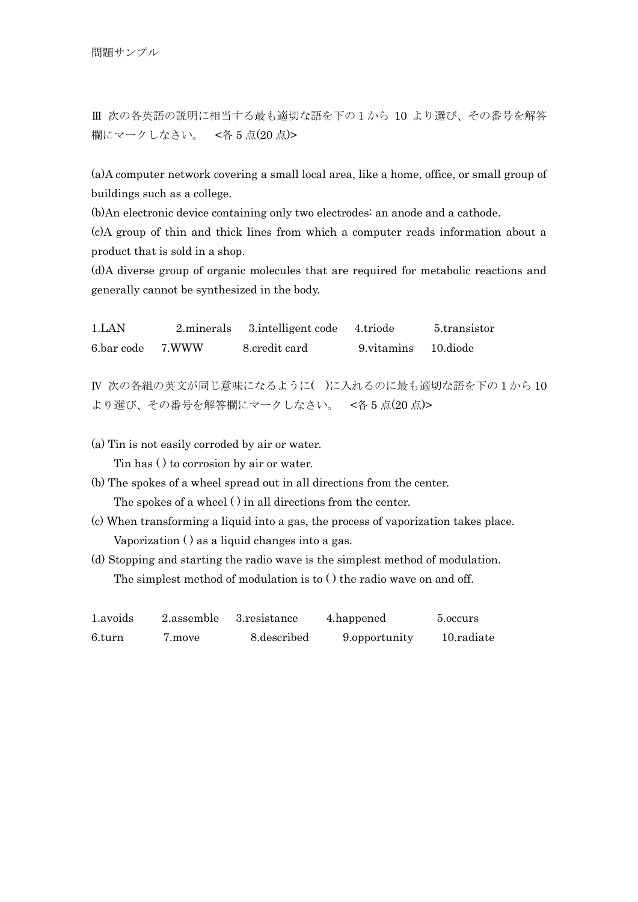問題サンプル

Ⅲ 次の各英語の説明に相当する最も適切な語を下の 1 から 10 より選び、その番号を解答欄にマークしなさい。 <各 5 点(20 点)>

(a)A computer network covering a small local area, like a home, office, or small group of buildings such as a college.
(b)An electronic device containing only two electrodes: an anode and a cathode.
(c)A group of thin and thick lines from which a computer reads information about a product that is sold in a shop.
(d)A diverse group of organic molecules that are required for metabolic reactions and generally cannot be synthesized in the body.

1.LAN　2.minerals　3.intelligent code　4.triode　5.transistor
6.bar code　7.WWW　8.credit card　9.vitamins　10.diode

Ⅳ 次の各組の英文が同じ意味になるように( )に入れるのに最も適切な語を下の 1 から 10 より選び、その番号を解答欄にマークしなさい。 <各 5 点(20 点)>

(a) Tin is not easily corroded by air or water.
　Tin has ( ) to corrosion by air or water.
(b) The spokes of a wheel spread out in all directions from the center.
　The spokes of a wheel ( ) in all directions from the center.
(c) When transforming a liquid into a gas, the process of vaporization takes place.
　Vaporization ( ) as a liquid changes into a gas.
(d) Stopping and starting the radio wave is the simplest method of modulation.
　The simplest method of modulation is to ( ) the radio wave on and off.

1.avoids　2.assemble　3.resistance　4.happened　5.occurs
6.turn　7.move　8.described　9.opportunity　10.radiate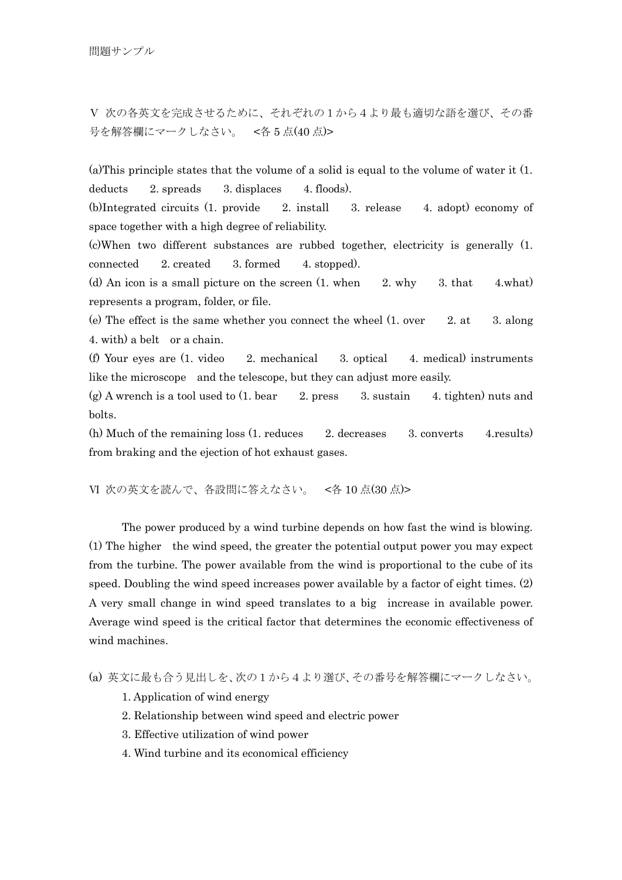問題サンプル

Ⅴ 次の各英文を完成させるために、それぞれの１から４より最も適切な語を選び、その番号を解答欄にマークしなさい。　<各５点(40 点)>

(a)This principle states that the volume of a solid is equal to the volume of water it (1. deducts　2. spreads　3. displaces　4. floods).

(b)Integrated circuits (1. provide　2. install　3. release　4. adopt) economy of space together with a high degree of reliability.

(c)When two different substances are rubbed together, electricity is generally (1. connected　2. created　3. formed　4. stopped).

(d) An icon is a small picture on the screen (1. when　2. why　3. that　4.what) represents a program, folder, or file.

(e) The effect is the same whether you connect the wheel (1. over　2. at　3. along　4. with) a belt　or a chain.

(f) Your eyes are (1. video　2. mechanical　3. optical　4. medical) instruments like the microscope　and the telescope, but they can adjust more easily.

(g) A wrench is a tool used to (1. bear　2. press　3. sustain　4. tighten) nuts and bolts.

(h) Much of the remaining loss (1. reduces　2. decreases　3. converts　4.results) from braking and the ejection of hot exhaust gases.

Ⅵ 次の英文を読んで、各設問に答えなさい。　<各 10 点(30 点)>

The power produced by a wind turbine depends on how fast the wind is blowing. (1) The higher　the wind speed, the greater the potential output power you may expect from the turbine. The power available from the wind is proportional to the cube of its speed. Doubling the wind speed increases power available by a factor of eight times. (2) A very small change in wind speed translates to a big　increase in available power. Average wind speed is the critical factor that determines the economic effectiveness of wind machines.

(a) 英文に最も合う見出しを、次の１から４より選び、その番号を解答欄にマークしなさい。

1. Application of wind energy
2. Relationship between wind speed and electric power
3. Effective utilization of wind power
4. Wind turbine and its economical efficiency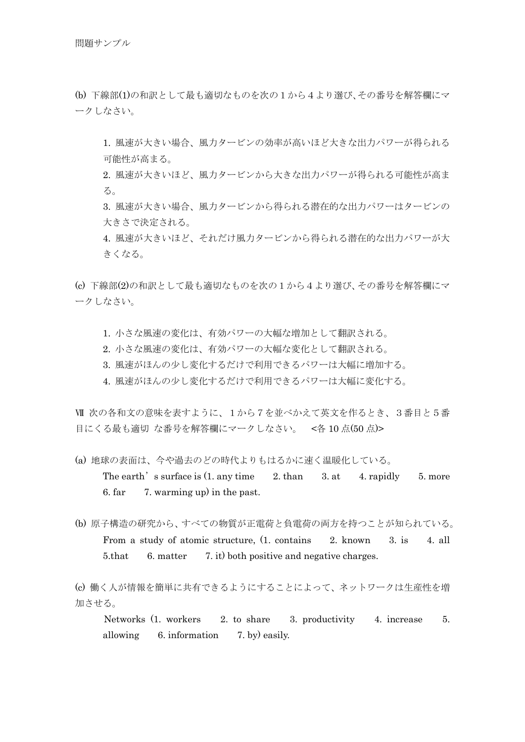(b) 下線部(1)の和訳として最も適切なものを次の１から４より選び､その番号を解答欄にマークしなさい。

1. 風速が大きい場合、風力タービンの効率が高いほど大きな出力パワーが得られる可能性が高まる。
2. 風速が大きいほど、風力タービンから大きな出力パワーが得られる可能性が高まる。
3. 風速が大きい場合、風力タービンから得られる潜在的な出力パワーはタービンの大きさで決定される。
4. 風速が大きいほど、それだけ風力タービンから得られる潜在的な出力パワーが大きくなる。

(c) 下線部(2)の和訳として最も適切なものを次の１から４より選び､その番号を解答欄にマークしなさい。

1. 小さな風速の変化は、有効パワーの大幅な増加として翻訳される。
2. 小さな風速の変化は、有効パワーの大幅な変化として翻訳される。
3. 風速がほんの少し変化するだけで利用できるパワーは大幅に増加する。
4. 風速がほんの少し変化するだけで利用できるパワーは大幅に変化する。

Ⅶ 次の各和文の意味を表すように、１から７を並べかえて英文を作るとき、３番目と５番目にくる最も適切 な番号を解答欄にマークしなさい。 <各 10 点(50 点)>

(a) 地球の表面は、今や過去のどの時代よりもはるかに速く温暖化している。
The earth's surface is (1. any time 2. than 3. at 4. rapidly 5. more 6. far 7. warming up) in the past.

(b) 原子構造の研究から、すべての物質が正電荷と負電荷の両方を持つことが知られている。
From a study of atomic structure, (1. contains 2. known 3. is 4. all 5.that 6. matter 7. it) both positive and negative charges.

(c) 働く人が情報を簡単に共有できるようにすることによって、ネットワークは生産性を増加させる。
Networks (1. workers 2. to share 3. productivity 4. increase 5. allowing 6. information 7. by) easily.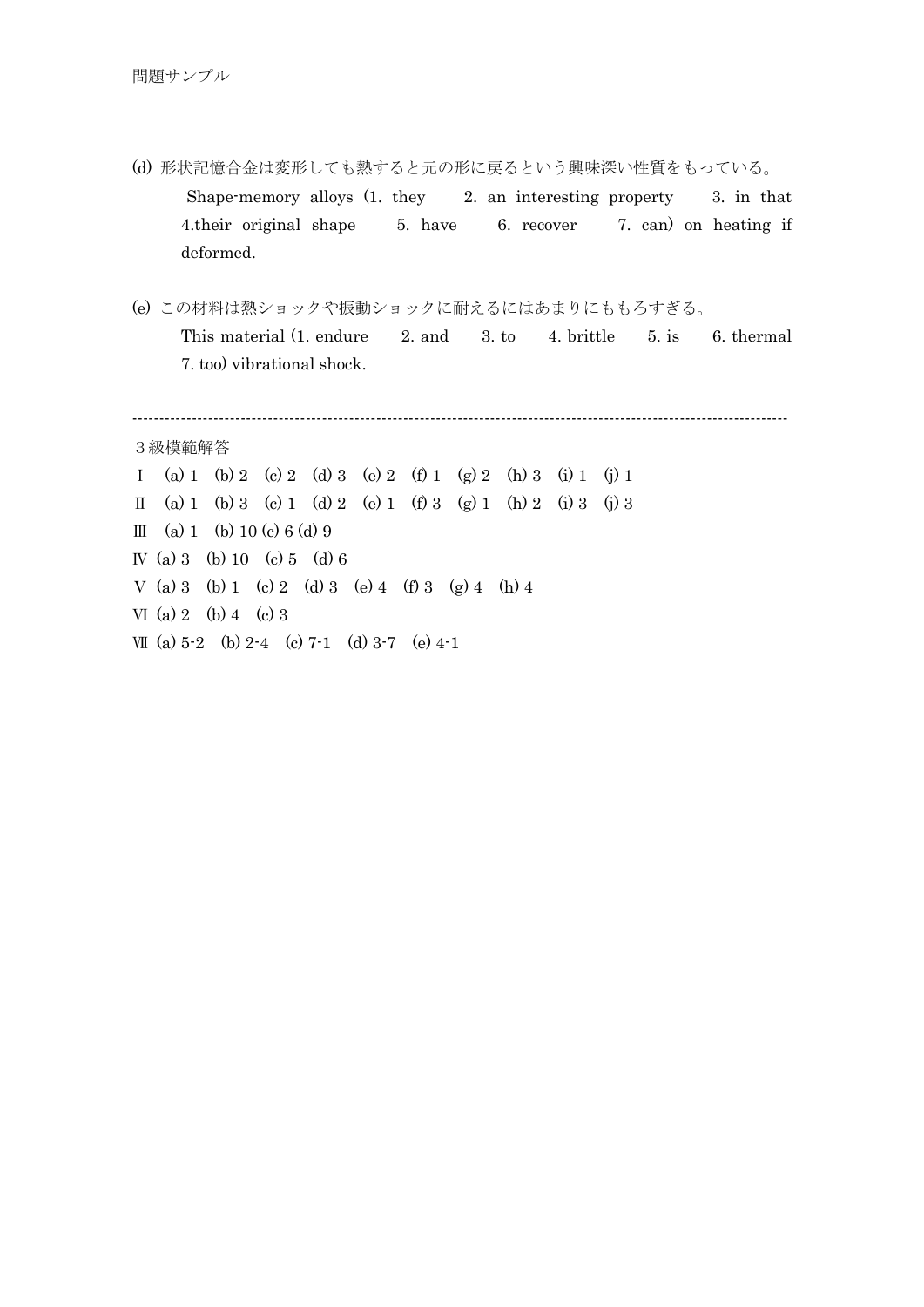問題サンプル

(d) 形状記憶合金は変形しても熱すると元の形に戻るという興味深い性質をもっている。

Shape-memory alloys（1. they　2. an interesting property　3. in that　4.their original shape　5. have　6. recover　7. can）on heating if deformed.

(e) この材料は熱ショックや振動ショックに耐えるにはあまりにももろすぎる。

This material (1. endure　2. and　3. to　4. brittle　5. is　6. thermal　7. too) vibrational shock.

---

３級模範解答

Ⅰ　(a) 1　(b) 2　(c) 2　(d) 3　(e) 2　(f) 1　(g) 2　(h) 3　(i) 1　(j) 1

Ⅱ　(a) 1　(b) 3　(c) 1　(d) 2　(e) 1　(f) 3　(g) 1　(h) 2　(i) 3　(j) 3

Ⅲ　(a) 1　(b) 10 (c) 6 (d) 9

Ⅳ (a) 3　(b) 10　(c) 5　(d) 6

Ⅴ (a) 3　(b) 1　(c) 2　(d) 3　(e) 4　(f) 3　(g) 4　(h) 4

Ⅵ (a) 2　(b) 4　(c) 3

Ⅶ (a) 5-2　(b) 2-4　(c) 7-1　(d) 3-7　(e) 4-1